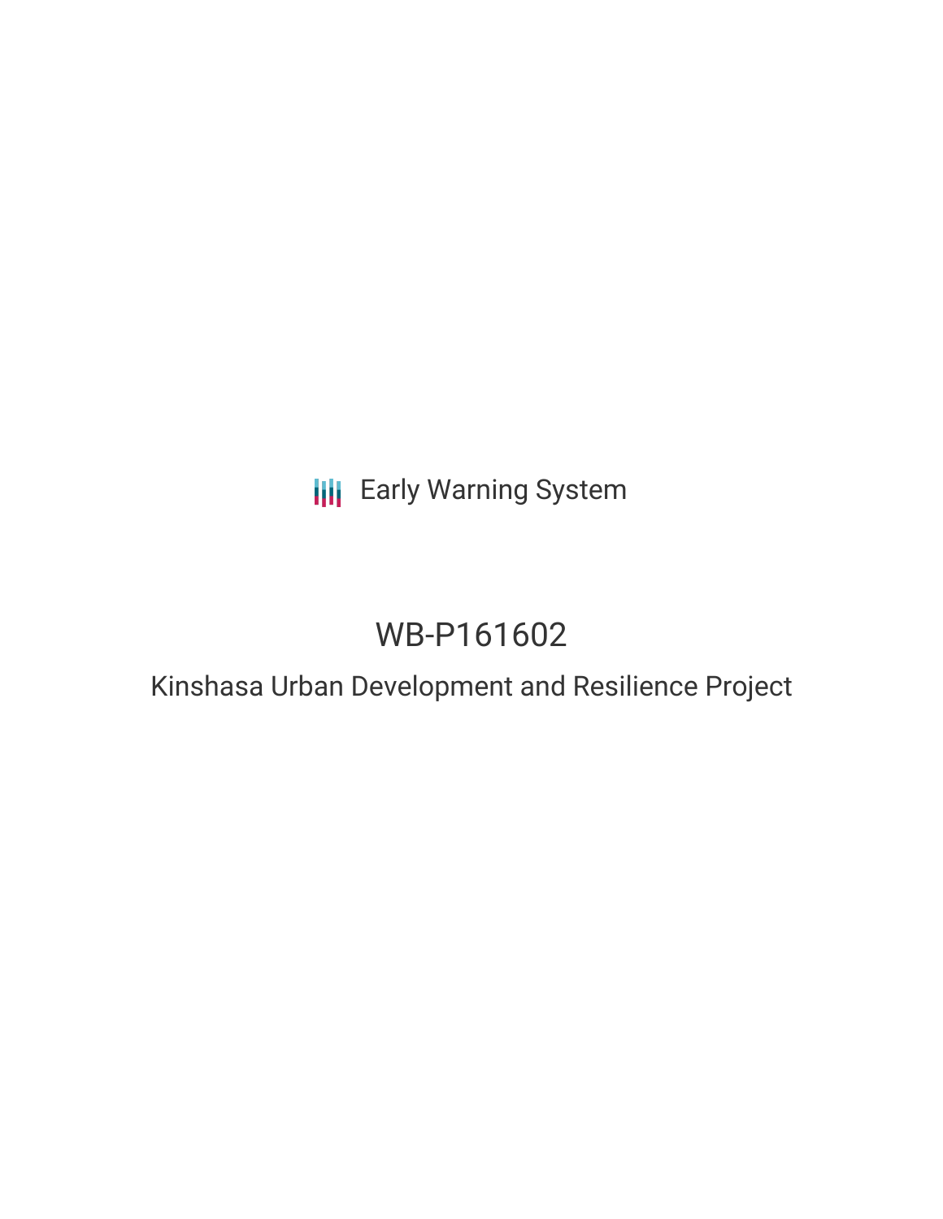Early Warning System

# WB-P161602

## Kinshasa Urban Development and Resilience Project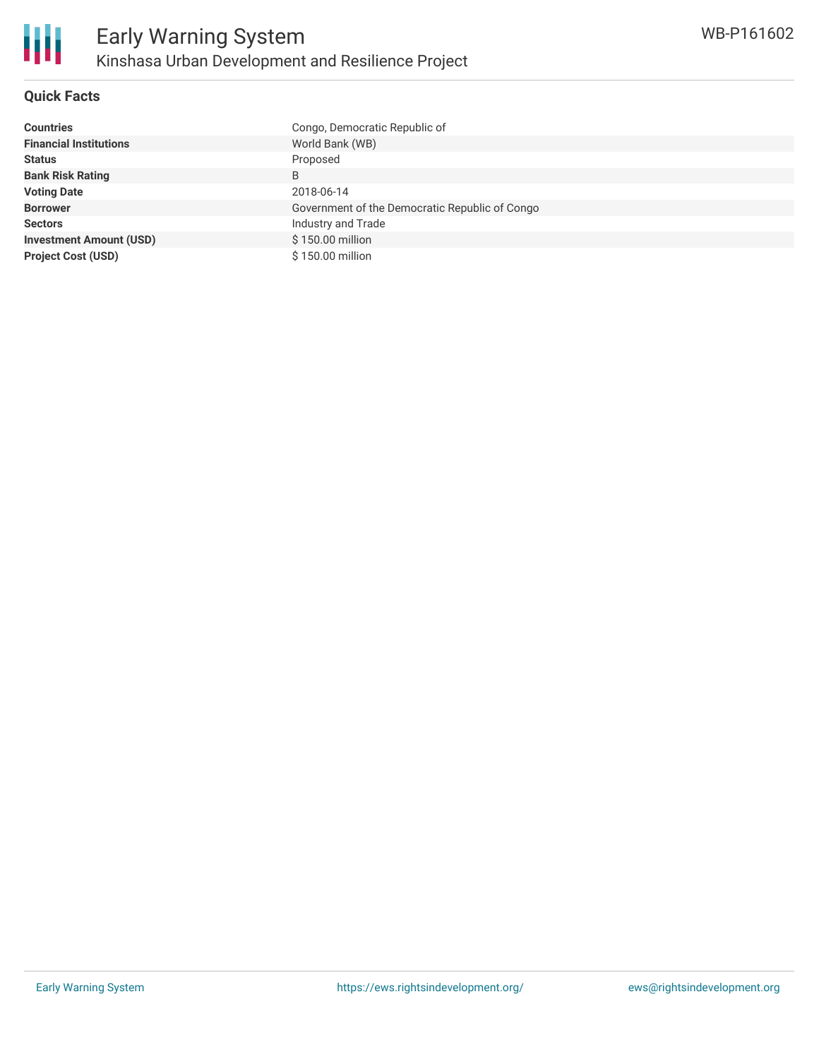## Quick Facts

| | |
|---|---|
| **Countries** | Congo, Democratic Republic of |
| **Financial Institutions** | World Bank (WB) |
| **Status** | Proposed |
| **Bank Risk Rating** | B |
| **Voting Date** | 2018-06-14 |
| **Borrower** | Government of the Democratic Republic of Congo |
| **Sectors** | Industry and Trade |
| **Investment Amount (USD)** | $ 150.00 million |
| **Project Cost (USD)** | $ 150.00 million |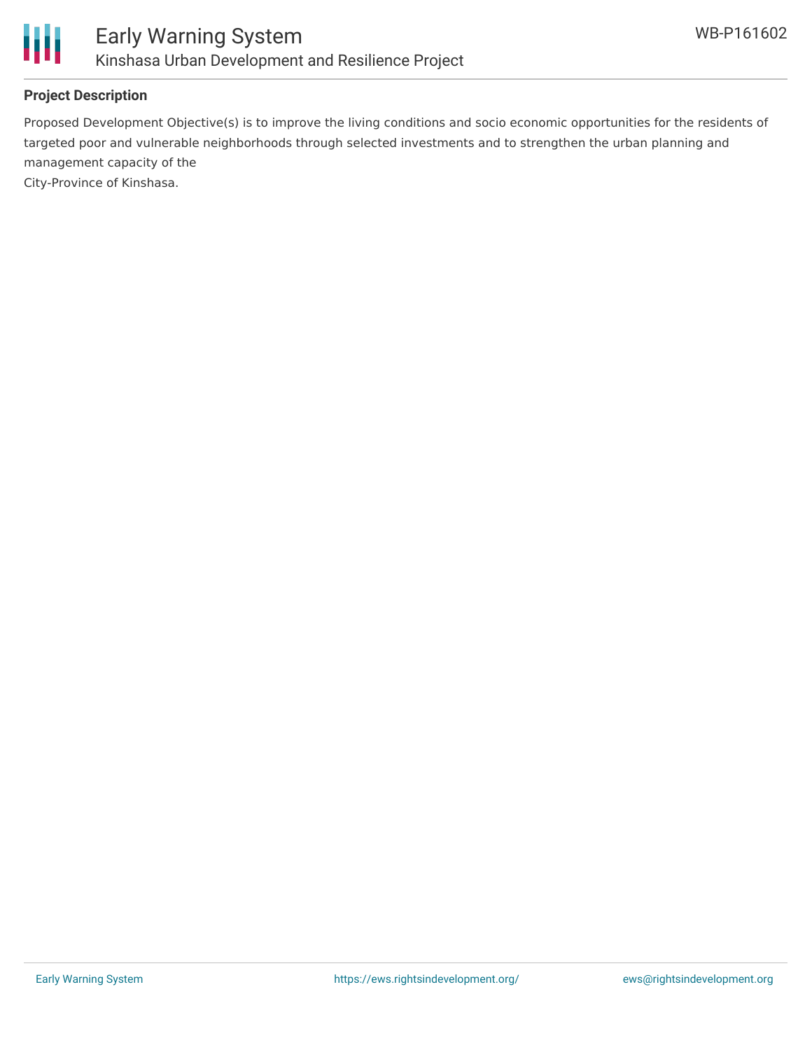## Project Description

Proposed Development Objective(s) is to improve the living conditions and socio economic opportunities for the residents of targeted poor and vulnerable neighborhoods through selected investments and to strengthen the urban planning and management capacity of the
City-Province of Kinshasa.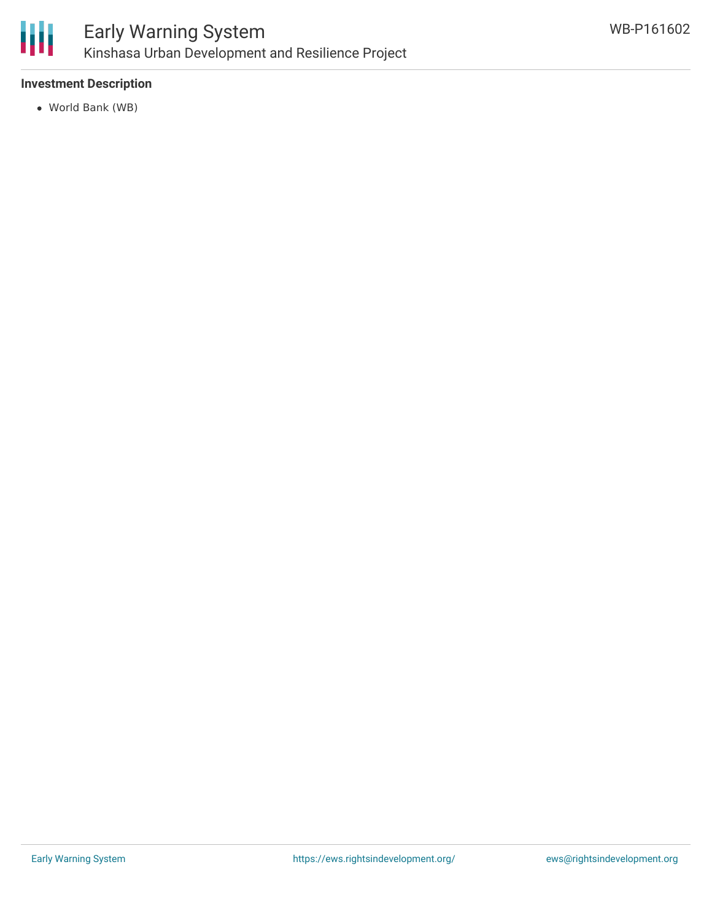**Investment Description**

- World Bank (WB)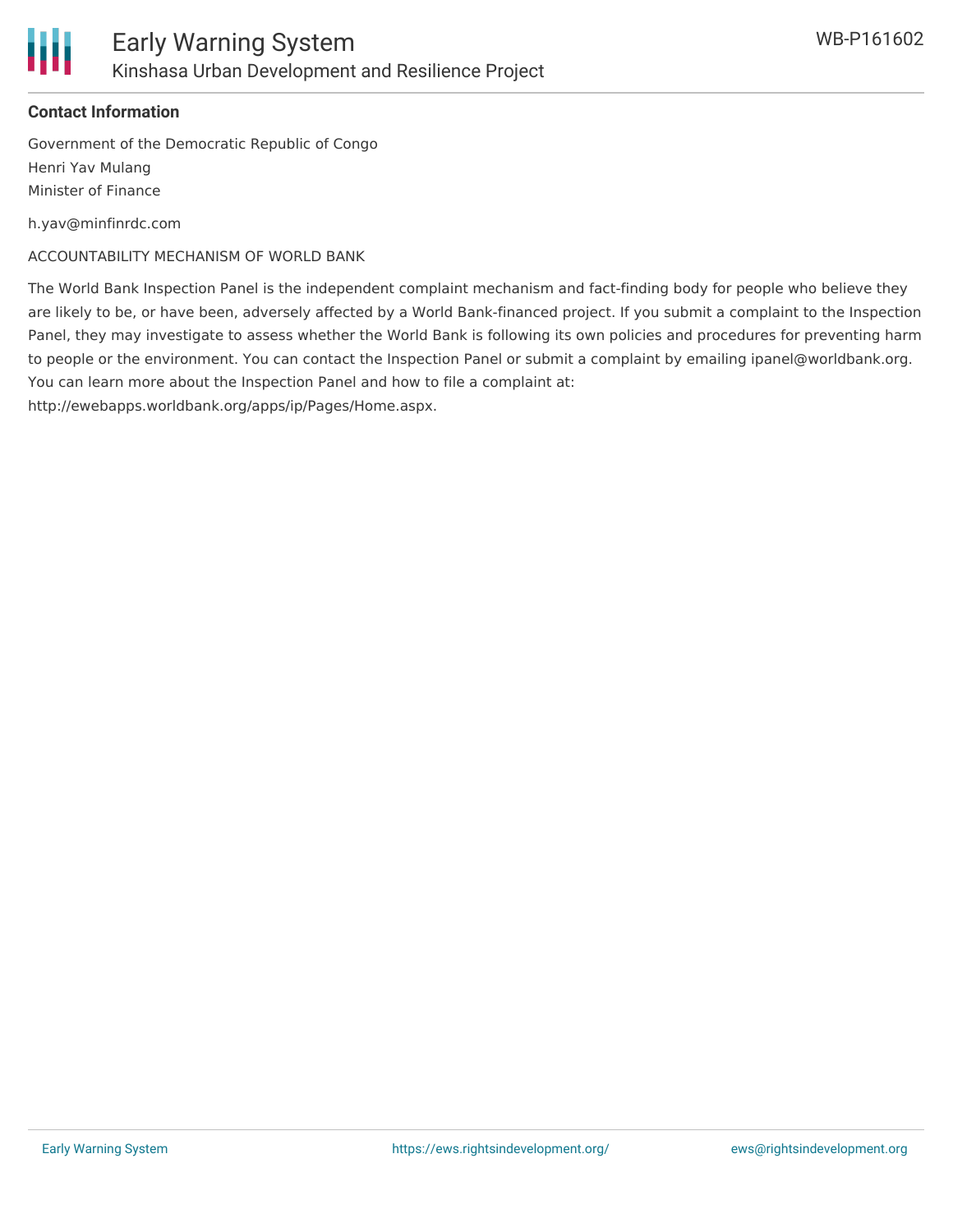**Contact Information**

Government of the Democratic Republic of Congo
Henri Yav Mulang
Minister of Finance

h.yav@minfinrdc.com

ACCOUNTABILITY MECHANISM OF WORLD BANK

The World Bank Inspection Panel is the independent complaint mechanism and fact-finding body for people who believe they are likely to be, or have been, adversely affected by a World Bank-financed project. If you submit a complaint to the Inspection Panel, they may investigate to assess whether the World Bank is following its own policies and procedures for preventing harm to people or the environment. You can contact the Inspection Panel or submit a complaint by emailing ipanel@worldbank.org. You can learn more about the Inspection Panel and how to file a complaint at: http://ewebapps.worldbank.org/apps/ip/Pages/Home.aspx.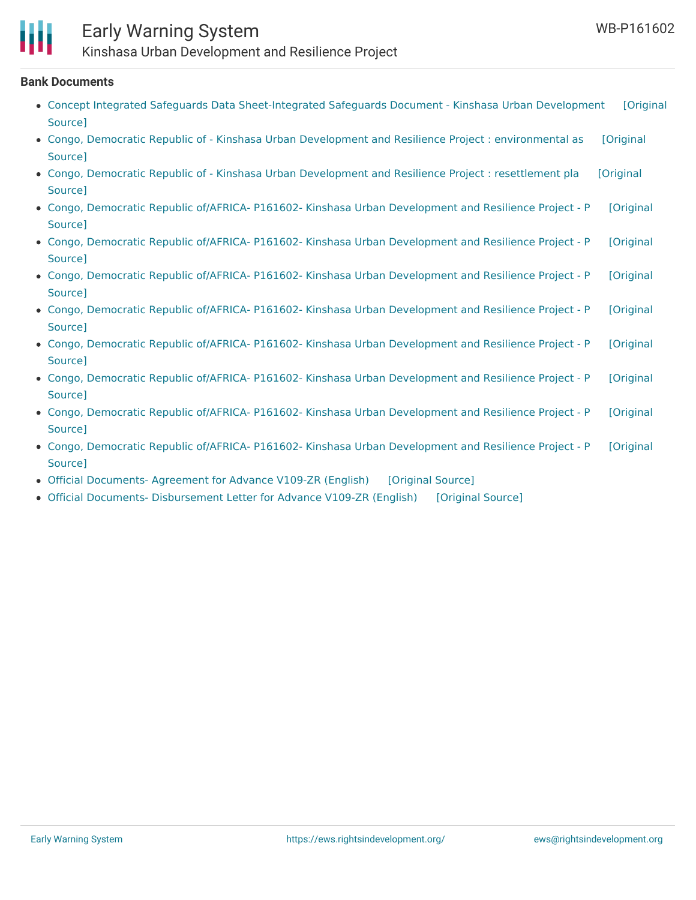**Bank Documents**

- Concept Integrated Safeguards Data Sheet-Integrated Safeguards Document - Kinshasa Urban Development [Original Source]
- Congo, Democratic Republic of - Kinshasa Urban Development and Resilience Project : environmental as [Original Source]
- Congo, Democratic Republic of - Kinshasa Urban Development and Resilience Project : resettlement pla [Original Source]
- Congo, Democratic Republic of/AFRICA- P161602- Kinshasa Urban Development and Resilience Project - P [Original Source]
- Congo, Democratic Republic of/AFRICA- P161602- Kinshasa Urban Development and Resilience Project - P [Original Source]
- Congo, Democratic Republic of/AFRICA- P161602- Kinshasa Urban Development and Resilience Project - P [Original Source]
- Congo, Democratic Republic of/AFRICA- P161602- Kinshasa Urban Development and Resilience Project - P [Original Source]
- Congo, Democratic Republic of/AFRICA- P161602- Kinshasa Urban Development and Resilience Project - P [Original Source]
- Congo, Democratic Republic of/AFRICA- P161602- Kinshasa Urban Development and Resilience Project - P [Original Source]
- Congo, Democratic Republic of/AFRICA- P161602- Kinshasa Urban Development and Resilience Project - P [Original Source]
- Congo, Democratic Republic of/AFRICA- P161602- Kinshasa Urban Development and Resilience Project - P [Original Source]
- Official Documents- Agreement for Advance V109-ZR (English) [Original Source]
- Official Documents- Disbursement Letter for Advance V109-ZR (English) [Original Source]